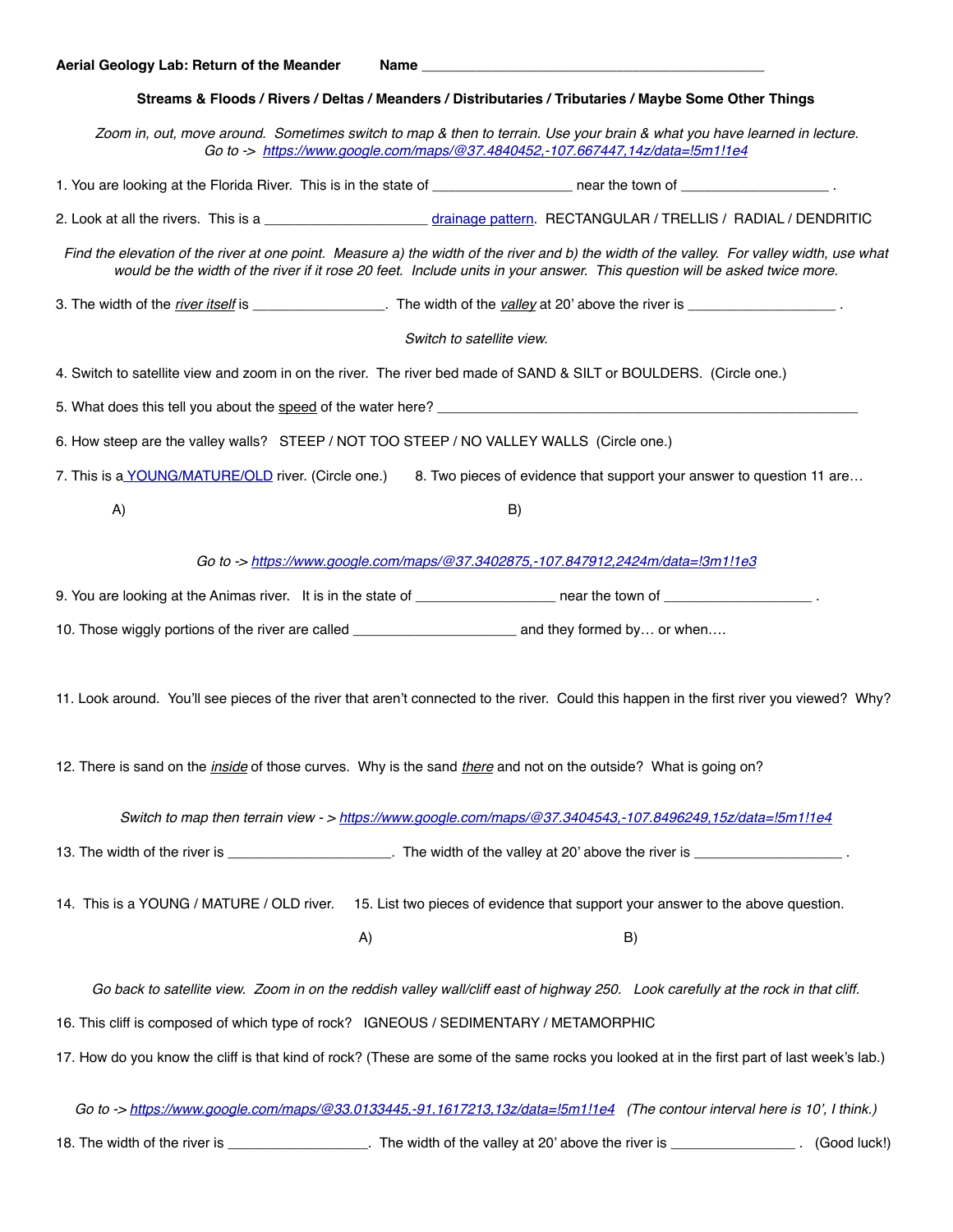**Aerial Geology Lab: Return of the Meander** **Name** ____________________________________________

**Streams & Floods / Rivers / Deltas / Meanders / Distributaries / Tributaries / Maybe Some Other Things**

*Zoom in, out, move around. Sometimes switch to map & then to terrain. Use your brain & what you have learned in lecture. Go to ->* https://www.google.com/maps/@37.4840452,-107.667447,14z/data=!5m1!1e4

1. You are looking at the Florida River. This is in the state of __________________ near the town of ___________________ .

2. Look at all the rivers. This is a _____________________ drainage pattern. RECTANGULAR / TRELLIS / RADIAL / DENDRITIC

*Find the elevation of the river at one point. Measure a) the width of the river and b) the width of the valley. For valley width, use what would be the width of the river if it rose 20 feet. Include units in your answer. This question will be asked twice more.*

3. The width of the *river itself* is _________________. The width of the *valley* at 20' above the river is ___________________ .

*Switch to satellite view.*

4. Switch to satellite view and zoom in on the river. The river bed made of SAND & SILT or BOULDERS. (Circle one.)

5. What does this tell you about the speed of the water here? ________________________________________________________

6. How steep are the valley walls? STEEP / NOT TOO STEEP / NO VALLEY WALLS (Circle one.)

7. This is a YOUNG/MATURE/OLD river. (Circle one.)

8. Two pieces of evidence that support your answer to question 11 are…

A)

B)

*Go to ->* https://www.google.com/maps/@37.3402875,-107.847912,2424m/data=!3m1!1e3

9. You are looking at the Animas river. It is in the state of __________________ near the town of ___________________ .

10. Those wiggly portions of the river are called _____________________ and they formed by… or when….

11. Look around. You'll see pieces of the river that aren't connected to the river. Could this happen in the first river you viewed? Why?

12. There is sand on the *inside* of those curves. Why is the sand *there* and not on the outside? What is going on?

*Switch to map then terrain view - >* https://www.google.com/maps/@37.3404543,-107.8496249,15z/data=!5m1!1e4

13. The width of the river is _____________________. The width of the valley at 20' above the river is ___________________ .

14. This is a YOUNG / MATURE / OLD river.

15. List two pieces of evidence that support your answer to the above question.

A)

B)

*Go back to satellite view. Zoom in on the reddish valley wall/cliff east of highway 250. Look carefully at the rock in that cliff.*

16. This cliff is composed of which type of rock? IGNEOUS / SEDIMENTARY / METAMORPHIC

17. How do you know the cliff is that kind of rock? (These are some of the same rocks you looked at in the first part of last week's lab.)

*Go to ->* https://www.google.com/maps/@33.0133445,-91.1617213,13z/data=!5m1!1e4 *(The contour interval here is 10', I think.)*

18. The width of the river is __________________. The width of the valley at 20' above the river is ________________ . (Good luck!)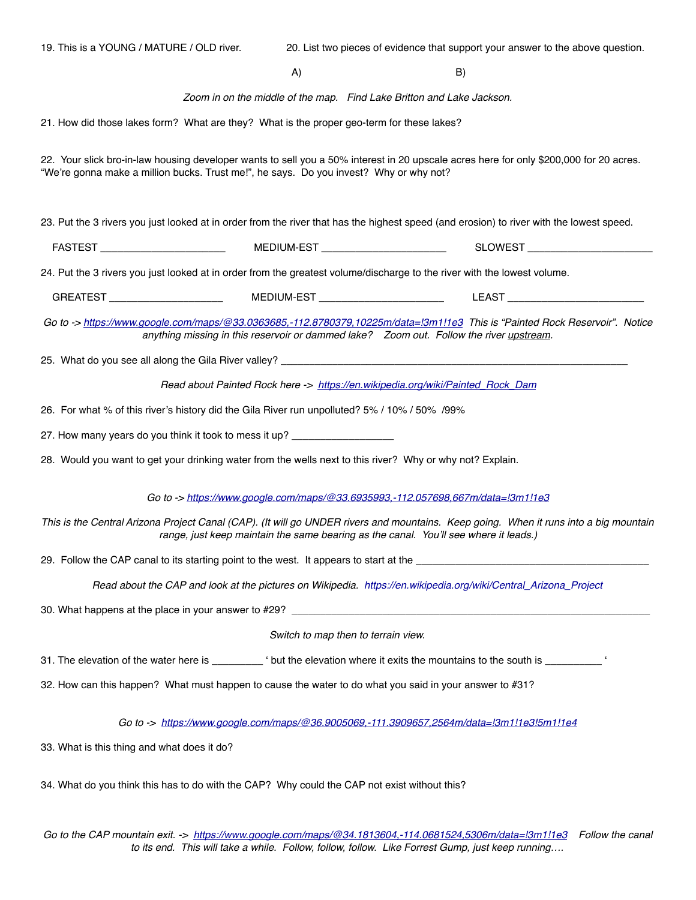19. This is a YOUNG / MATURE / OLD river.

20. List two pieces of evidence that support your answer to the above question.

A)

B)

*Zoom in on the middle of the map. Find Lake Britton and Lake Jackson.*

21. How did those lakes form? What are they? What is the proper geo-term for these lakes?

22. Your slick bro-in-law housing developer wants to sell you a 50% interest in 20 upscale acres here for only $200,000 for 20 acres. "We're gonna make a million bucks. Trust me!", he says. Do you invest? Why or why not?

23. Put the 3 rivers you just looked at in order from the river that has the highest speed (and erosion) to river with the lowest speed.

FASTEST ______________________ MEDIUM-EST ______________________ SLOWEST ______________________

24. Put the 3 rivers you just looked at in order from the greatest volume/discharge to the river with the lowest volume.

GREATEST ____________________ MEDIUM-EST ______________________ LEAST ________________________

*Go to -> https://www.google.com/maps/@33.0363685,-112.8780379,10225m/data=!3m1!1e3 This is "Painted Rock Reservoir". Notice anything missing in this reservoir or dammed lake? Zoom out. Follow the river upstream.*

25. What do you see all along the Gila River valley? _______________________________________________________________

*Read about Painted Rock here -> https://en.wikipedia.org/wiki/Painted_Rock_Dam*

26. For what % of this river's history did the Gila River run unpolluted? 5% / 10% / 50% /99%

27. How many years do you think it took to mess it up? __________________

28. Would you want to get your drinking water from the wells next to this river? Why or why not? Explain.

*Go to -> https://www.google.com/maps/@33.6935993,-112.057698,667m/data=!3m1!1e3*

*This is the Central Arizona Project Canal (CAP). (It will go UNDER rivers and mountains. Keep going. When it runs into a big mountain range, just keep maintain the same bearing as the canal. You'll see where it leads.)*

29. Follow the CAP canal to its starting point to the west. It appears to start at the ___________________________________________

*Read about the CAP and look at the pictures on Wikipedia. https://en.wikipedia.org/wiki/Central_Arizona_Project*

30. What happens at the place in your answer to #29? _________________________________________________________________

*Switch to map then to terrain view.*

31. The elevation of the water here is _________ ' but the elevation where it exits the mountains to the south is __________ '

32. How can this happen? What must happen to cause the water to do what you said in your answer to #31?

*Go to -> https://www.google.com/maps/@36.9005069,-111.3909657,2564m/data=!3m1!1e3!5m1!1e4*

33. What is this thing and what does it do?

34. What do you think this has to do with the CAP? Why could the CAP not exist without this?

*Go to the CAP mountain exit. -> https://www.google.com/maps/@34.1813604,-114.0681524,5306m/data=!3m1!1e3 Follow the canal to its end. This will take a while. Follow, follow, follow. Like Forrest Gump, just keep running….*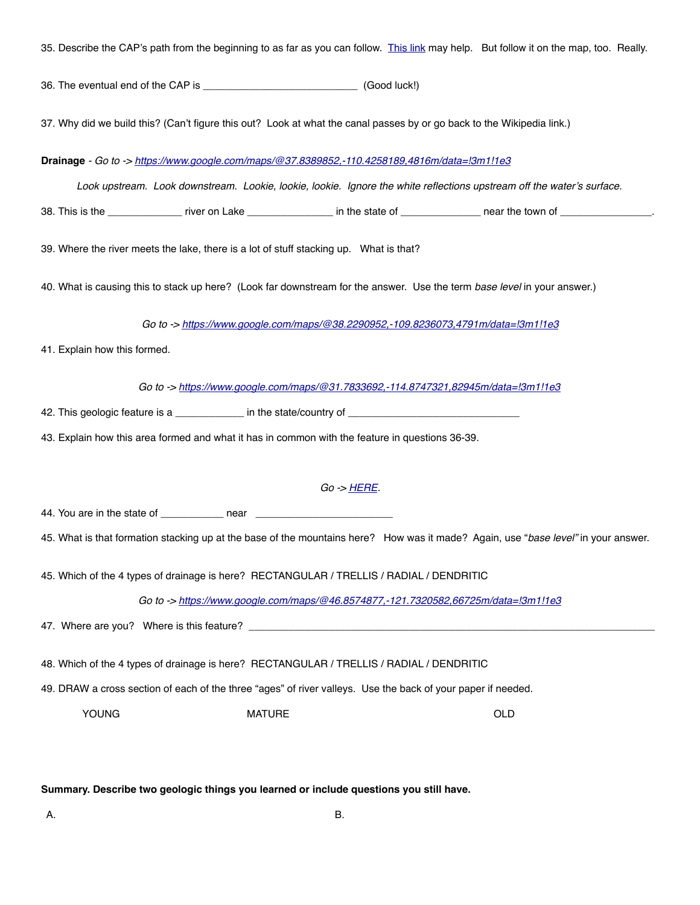35. Describe the CAP's path from the beginning to as far as you can follow. This link may help. But follow it on the map, too. Really.

36. The eventual end of the CAP is ___________________________ (Good luck!)

37. Why did we build this? (Can't figure this out? Look at what the canal passes by or go back to the Wikipedia link.)

**Drainage** - *Go to -> https://www.google.com/maps/@37.8389852,-110.4258189,4816m/data=!3m1!1e3*

*Look upstream. Look downstream. Lookie, lookie, lookie. Ignore the white reflections upstream off the water's surface.*

38. This is the _____________ river on Lake _______________ in the state of ______________ near the town of ________________.

39. Where the river meets the lake, there is a lot of stuff stacking up. What is that?

40. What is causing this to stack up here? (Look far downstream for the answer. Use the term *base level* in your answer.)

*Go to -> https://www.google.com/maps/@38.2290952,-109.8236073,4791m/data=!3m1!1e3*

41. Explain how this formed.

*Go to -> https://www.google.com/maps/@31.7833692,-114.8747321,82945m/data=!3m1!1e3*

42. This geologic feature is a ____________ in the state/country of ______________________________

43. Explain how this area formed and what it has in common with the feature in questions 36-39.

*Go -> HERE.*

44. You are in the state of ___________ near ________________________

45. What is that formation stacking up at the base of the mountains here? How was it made? Again, use "*base level"* in your answer.

45. Which of the 4 types of drainage is here? RECTANGULAR / TRELLIS / RADIAL / DENDRITIC

*Go to -> https://www.google.com/maps/@46.8574877,-121.7320582,66725m/data=!3m1!1e3*

47. Where are you? Where is this feature? ________________________________________________________________________

48. Which of the 4 types of drainage is here? RECTANGULAR / TRELLIS / RADIAL / DENDRITIC

49. DRAW a cross section of each of the three "ages" of river valleys. Use the back of your paper if needed.

YOUNG MATURE OLD

**Summary. Describe two geologic things you learned or include questions you still have.**

A.

B.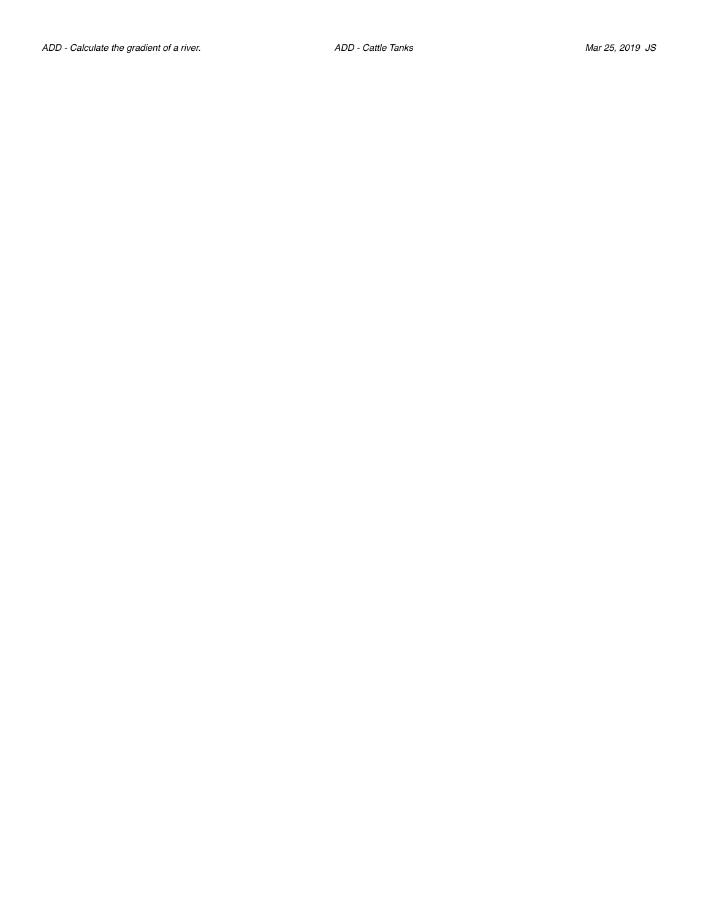*ADD - Calculate the gradient of a river.*

*ADD - Cattle Tanks*

*Mar 25, 2019 JS*